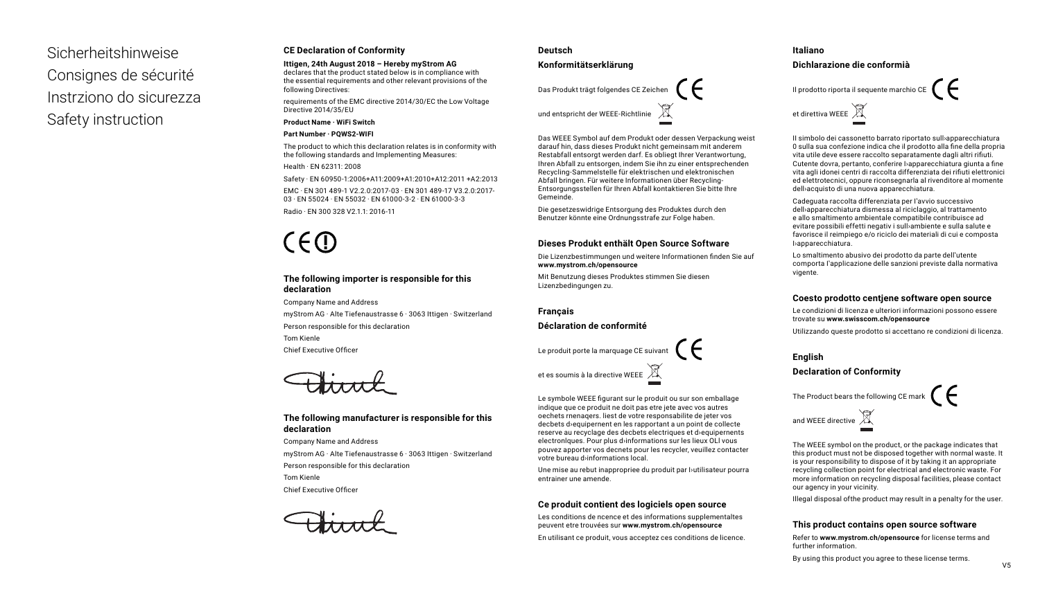# Sicherheitshinweise
# Consignes de sécurité
# Instrziono do sicurezza
# Safety instruction

## CE Declaration of Conformity

**Ittigen, 24th August 2018 – Hereby myStrom AG**
declares that the product stated below is in compliance with the essential requirements and other relevant provisions of the following Directives:

requirements of the EMC directive 2014/30/EC the Low Voltage Directive 2014/35/EU

**Product Name · WiFi Switch**

**Part Number · PQWS2-WIFI**

The product to which this declaration relates is in conformity with the following standards and Implementing Measures:

Health · EN 62311: 2008

Safety · EN 60950-1:2006+A11:2009+A1:2010+A12:2011 +A2:2013

EMC · EN 301 489-1 V2.2.0:2017-03 · EN 301 489-17 V3.2.0:2017-03 · EN 55024 · EN 55032 · EN 61000-3-2 · EN 61000-3-3

Radio · EN 300 328 V2.1.1: 2016-11

### The following importer is responsible for this declaration

Company Name and Address

myStrom AG · Alte Tiefenaustrasse 6 · 3063 Ittigen · Switzerland

Person responsible for this declaration

Tom Kienle

Chief Executive Officer

### The following manufacturer is responsible for this declaration

Company Name and Address

myStrom AG · Alte Tiefenaustrasse 6 · 3063 Ittigen · Switzerland

Person responsible for this declaration

Tom Kienle

Chief Executive Officer

## Deutsch

### Konformitätserklärung

Das Produkt trägt folgendes CE Zeichen

und entspricht der WEEE-Richtlinie

Das WEEE Symbol auf dem Produkt oder dessen Verpackung weist darauf hin, dass dieses Produkt nicht gemeinsam mit anderem Restabfall entsorgt werden darf. Es obliegt Ihrer Verantwortung, Ihren Abfall zu entsorgen, indem Sie ihn zu einer entsprechenden Recycling-Sammelstelle für elektrischen und elektronischen Abfall bringen. Für weitere Informationen über Recycling-Entsorgungsstellen für Ihren Abfall kontaktieren Sie bitte Ihre Gemeinde.

Die gesetzeswidrige Entsorgung des Produktes durch den Benutzer könnte eine Ordnungsstrafe zur Folge haben.

### Dieses Produkt enthält Open Source Software

Die Lizenzbestimmungen und weitere Informationen finden Sie auf **www.mystrom.ch/opensource**

Mit Benutzung dieses Produktes stimmen Sie diesen Lizenzbedingungen zu.

## Français

### Déclaration de conformité

Le produit porte la marquage CE suivant

et es soumis à la directive WEEE

Le symbole WEEE figurant sur le produit ou sur son emballage indique que ce produit ne doit pas etre jete avec vos autres oechets rnenaqers. liest de votre responsabilite de jeter vos decbets d›equipernent en les rapportant a un point de collecte reserve au recyclage des decbets electriques et d›equipernents electronlques. Pour plus d›informations sur les lieux OLI vous pouvez apporter vos decnets pour les recycler, veuillez contacter votre bureau d›informations local.

Une mise au rebut inappropriee du produit par l›utilisateur pourra entrainer une amende.

### Ce produit contient des logiciels open source

Les conditions de ncence et des informations supplementaltes peuvent etre trouvées sur **www.mystrom.ch/opensource**

En utilisant ce produit, vous acceptez ces conditions de licence.

## Italiano

### Dichlarazione die conformià

Il prodotto riporta il sequente marchio CE

et direttiva WEEE

Il simbolo dei cassonetto barrato riportato sull›apparecchiatura 0 sulla sua confezione indica che il prodotto alla fine della propria vita utile deve essere raccolto separatamente dagli altri rifiuti. Cutente dovra, pertanto, conferire l›apparecchiatura giunta a fine vita agli idonei centri di raccolta differenziata dei rifiuti elettronici ed elettrotecnici, oppure riconsegnarla al rivenditore al momente dell›acquisto di una nuova apparecchiatura.

Cadeguata raccolta differenziata per l'avvio successivo dell›apparecchiatura dismessa al riciclaggio, al trattamento e allo smaltimento ambientale compatibile contribuisce ad evitare possibili effetti negativ i sull›ambiente e sulla salute e favorisce il reimpiego e/o riciclo dei materiali di cui e composta l›apparecchiatura.

Lo smaltimento abusivo dei prodotto da parte dell'utente comporta l'applicazione delle sanzioni previste dalla normativa vigente.

### Coesto prodotto centjene software open source

Le condizioni di licenza e ulteriori informazioni possono essere trovate su **www.swisscom.ch/opensource**

Utilizzando queste prodotto si accettano re condizioni di licenza.

## English

### Declaration of Conformity

The Product bears the following CE mark

and WEEE directive

The WEEE symbol on the product, or the package indicates that this product must not be disposed together with normal waste. It is your responsibility to dispose of it by taking it an appropriate recycling collection point for electrical and electronic waste. For more information on recycling disposal facilities, please contact our agency in your vicinity.

Illegal disposal ofthe product may result in a penalty for the user.

### This product contains open source software

Refer to **www.mystrom.ch/opensource** for license terms and further information.

By using this product you agree to these license terms.

V5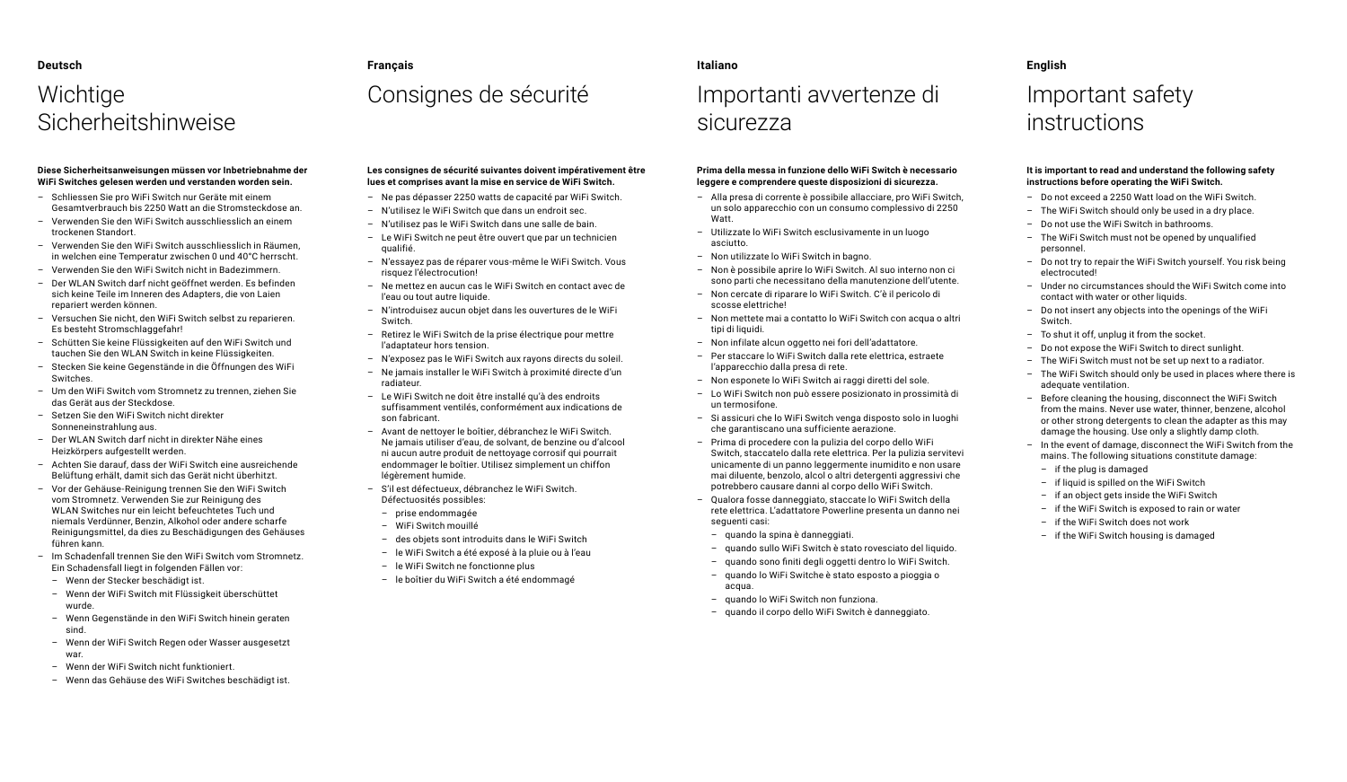**Deutsch**

# Wichtige Sicherheitshinweise

**Diese Sicherheitsanweisungen müssen vor Inbetriebnahme der WiFi Switches gelesen werden und verstanden worden sein.**

- Schliessen Sie pro WiFi Switch nur Geräte mit einem Gesamtverbrauch bis 2250 Watt an die Stromsteckdose an.
- Verwenden Sie den WiFi Switch ausschliesslich an einem trockenen Standort.
- Verwenden Sie den WiFi Switch ausschliesslich in Räumen, in welchen eine Temperatur zwischen 0 und 40°C herrscht.
- Verwenden Sie den WiFi Switch nicht in Badezimmern.
- Der WLAN Switch darf nicht geöffnet werden. Es befinden sich keine Teile im Inneren des Adapters, die von Laien repariert werden können.
- Versuchen Sie nicht, den WiFi Switch selbst zu reparieren. Es besteht Stromschlaggefahr!
- Schütten Sie keine Flüssigkeiten auf den WiFi Switch und tauchen Sie den WLAN Switch in keine Flüssigkeiten.
- Stecken Sie keine Gegenstände in die Öffnungen des WiFi Switches.
- Um den WiFi Switch vom Stromnetz zu trennen, ziehen Sie das Gerät aus der Steckdose.
- Setzen Sie den WiFi Switch nicht direkter Sonneneinstrahlung aus.
- Der WLAN Switch darf nicht in direkter Nähe eines Heizkörpers aufgestellt werden.
- Achten Sie darauf, dass der WiFi Switch eine ausreichende Belüftung erhält, damit sich das Gerät nicht überhitzt.
- Vor der Gehäuse-Reinigung trennen Sie den WiFi Switch vom Stromnetz. Verwenden Sie zur Reinigung des WLAN Switches nur ein leicht befeuchtetes Tuch und niemals Verdünner, Benzin, Alkohol oder andere scharfe Reinigungsmittel, da dies zu Beschädigungen des Gehäuses führen kann.
- Im Schadenfall trennen Sie den WiFi Switch vom Stromnetz. Ein Schadensfall liegt in folgenden Fällen vor:
  - Wenn der Stecker beschädigt ist.
  - Wenn der WiFi Switch mit Flüssigkeit überschüttet wurde.
  - Wenn Gegenstände in den WiFi Switch hinein geraten sind.
  - Wenn der WiFi Switch Regen oder Wasser ausgesetzt war.
  - Wenn der WiFi Switch nicht funktioniert.
  - Wenn das Gehäuse des WiFi Switches beschädigt ist.

**Français**

# Consignes de sécurité

**Les consignes de sécurité suivantes doivent impérativement être lues et comprises avant la mise en service de WiFi Switch.**

- Ne pas dépasser 2250 watts de capacité par WiFi Switch.
- N'utilisez le WiFi Switch que dans un endroit sec.
- N'utilisez pas le WiFi Switch dans une salle de bain.
- Le WiFi Switch ne peut être ouvert que par un technicien qualifié.
- N'essayez pas de réparer vous-même le WiFi Switch. Vous risquez l'électrocution!
- Ne mettez en aucun cas le WiFi Switch en contact avec de l'eau ou tout autre liquide.
- N'introduisez aucun objet dans les ouvertures de le WiFi Switch.
- Retirez le WiFi Switch de la prise électrique pour mettre l'adaptateur hors tension.
- N'exposez pas le WiFi Switch aux rayons directs du soleil.
- Ne jamais installer le WiFi Switch à proximité directe d'un radiateur.
- Le WiFi Switch ne doit être installé qu'à des endroits suffisamment ventilés, conformément aux indications de son fabricant.
- Avant de nettoyer le boîtier, débranchez le WiFi Switch. Ne jamais utiliser d'eau, de solvant, de benzine ou d'alcool ni aucun autre produit de nettoyage corrosif qui pourrait endommager le boîtier. Utilisez simplement un chiffon légèrement humide.
- S'il est défectueux, débranchez le WiFi Switch. Défectuosités possibles:
  - prise endommagée
  - WiFi Switch mouillé
  - des objets sont introduits dans le WiFi Switch
  - le WiFi Switch a été exposé à la pluie ou à l'eau
  - le WiFi Switch ne fonctionne plus
  - le boîtier du WiFi Switch a été endommagé

**Italiano**

# Importanti avvertenze di sicurezza

**Prima della messa in funzione dello WiFi Switch è necessario leggere e comprendere queste disposizioni di sicurezza.**

- Alla presa di corrente è possibile allacciare, pro WiFi Switch, un solo apparecchio con un consumo complessivo di 2250 Watt.
- Utilizzate lo WiFi Switch esclusivamente in un luogo asciutto.
- Non utilizzate lo WiFi Switch in bagno.
- Non è possibile aprire lo WiFi Switch. Al suo interno non ci sono parti che necessitano della manutenzione dell'utente.
- Non cercate di riparare lo WiFi Switch. C'è il pericolo di scosse elettriche!
- Non mettete mai a contatto lo WiFi Switch con acqua o altri tipi di liquidi.
- Non infilate alcun oggetto nei fori dell'adattatore.
- Per staccare lo WiFi Switch dalla rete elettrica, estraete l'apparecchio dalla presa di rete.
- Non esponete lo WiFi Switch ai raggi diretti del sole.
- Lo WiFi Switch non può essere posizionato in prossimità di un termosifone.
- Si assicuri che lo WiFi Switch venga disposto solo in luoghi che garantiscano una sufficiente aerazione.
- Prima di procedere con la pulizia del corpo dello WiFi Switch, staccatelo dalla rete elettrica. Per la pulizia servitevi unicamente di un panno leggermente inumidito e non usare mai diluente, benzolo, alcol o altri detergenti aggressivi che potrebbero causare danni al corpo dello WiFi Switch.
- Qualora fosse danneggiato, staccate lo WiFi Switch della rete elettrica. L'adattatore Powerline presenta un danno nei seguenti casi:
  - quando la spina è danneggiati.
  - quando sullo WiFi Switch è stato rovesciato del liquido.
  - quando sono finiti degli oggetti dentro lo WiFi Switch.
  - quando lo WiFi Switche è stato esposto a pioggia o acqua.
  - quando lo WiFi Switch non funziona.
  - quando il corpo dello WiFi Switch è danneggiato.

**English**

# Important safety instructions

**It is important to read and understand the following safety instructions before operating the WiFi Switch.**

- Do not exceed a 2250 Watt load on the WiFi Switch.
- The WiFi Switch should only be used in a dry place.
- Do not use the WiFi Switch in bathrooms.
- The WiFi Switch must not be opened by unqualified personnel.
- Do not try to repair the WiFi Switch yourself. You risk being electrocuted!
- Under no circumstances should the WiFi Switch come into contact with water or other liquids.
- Do not insert any objects into the openings of the WiFi Switch.
- To shut it off, unplug it from the socket.
- Do not expose the WiFi Switch to direct sunlight.
- The WiFi Switch must not be set up next to a radiator.
- The WiFi Switch should only be used in places where there is adequate ventilation.
- Before cleaning the housing, disconnect the WiFi Switch from the mains. Never use water, thinner, benzene, alcohol or other strong detergents to clean the adapter as this may damage the housing. Use only a slightly damp cloth.
- In the event of damage, disconnect the WiFi Switch from the mains. The following situations constitute damage:
  - if the plug is damaged
  - if liquid is spilled on the WiFi Switch
  - if an object gets inside the WiFi Switch
  - if the WiFi Switch is exposed to rain or water
  - if the WiFi Switch does not work
  - if the WiFi Switch housing is damaged